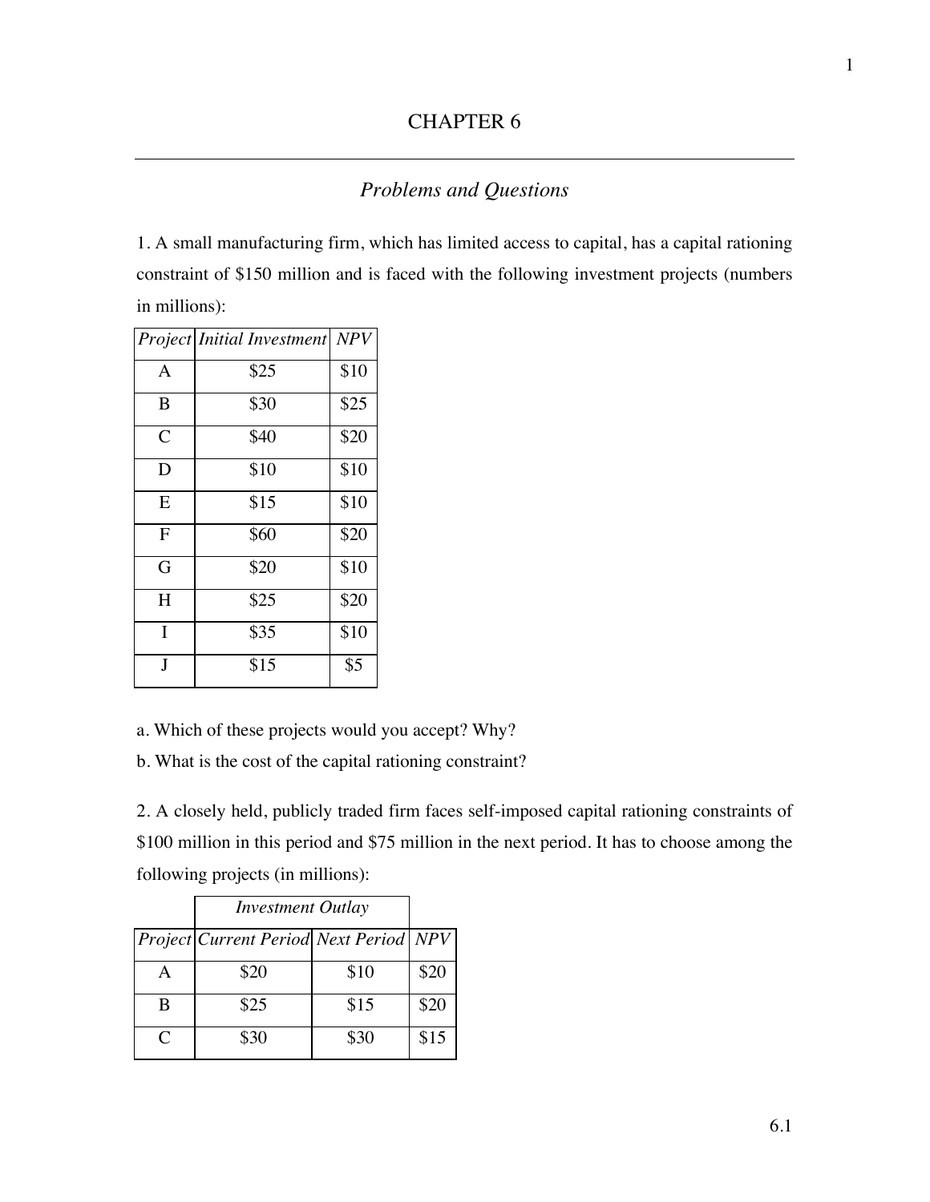# CHAPTER 6

## *Problems and Questions*

1. A small manufacturing firm, which has limited access to capital, has a capital rationing constraint of $150 million and is faced with the following investment projects (numbers in millions):

| *Project* | *Initial Investment* | *NPV* |
|---|---|---|
| A | $25 | $10 |
| B | $30 | $25 |
| C | $40 | $20 |
| D | $10 | $10 |
| E | $15 | $10 |
| F | $60 | $20 |
| G | $20 | $10 |
| H | $25 | $20 |
| I | $35 | $10 |
| J | $15 | $5 |

a. Which of these projects would you accept? Why?

b. What is the cost of the capital rationing constraint?

2. A closely held, publicly traded firm faces self-imposed capital rationing constraints of $100 million in this period and $75 million in the next period. It has to choose among the following projects (in millions):

| | *Investment Outlay* | | |
|---|---|---|---|
| *Project* | *Current Period* | *Next Period* | *NPV* |
| A | $20 | $10 | $20 |
| B | $25 | $15 | $20 |
| C | $30 | $30 | $15 |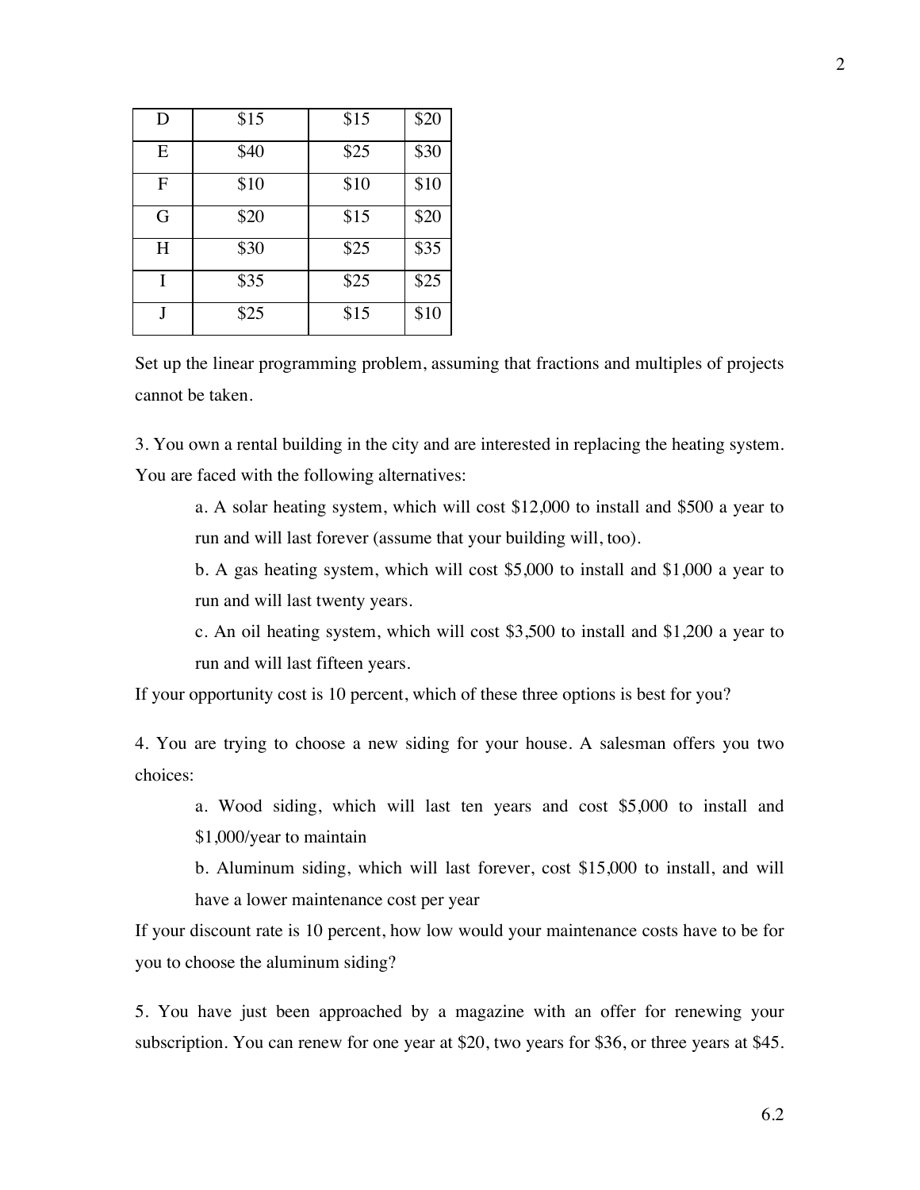| D | $15 | $15 | $20 |
|---|---|---|---|
| E | $40 | $25 | $30 |
| F | $10 | $10 | $10 |
| G | $20 | $15 | $20 |
| H | $30 | $25 | $35 |
| I | $35 | $25 | $25 |
| J | $25 | $15 | $10 |

Set up the linear programming problem, assuming that fractions and multiples of projects cannot be taken.

3. You own a rental building in the city and are interested in replacing the heating system. You are faced with the following alternatives:

> a. A solar heating system, which will cost $12,000 to install and $500 a year to run and will last forever (assume that your building will, too).
>
> b. A gas heating system, which will cost $5,000 to install and $1,000 a year to run and will last twenty years.
>
> c. An oil heating system, which will cost $3,500 to install and $1,200 a year to run and will last fifteen years.

If your opportunity cost is 10 percent, which of these three options is best for you?

4. You are trying to choose a new siding for your house. A salesman offers you two choices:

> a. Wood siding, which will last ten years and cost $5,000 to install and $1,000/year to maintain
>
> b. Aluminum siding, which will last forever, cost $15,000 to install, and will have a lower maintenance cost per year

If your discount rate is 10 percent, how low would your maintenance costs have to be for you to choose the aluminum siding?

5. You have just been approached by a magazine with an offer for renewing your subscription. You can renew for one year at $20, two years for $36, or three years at $45.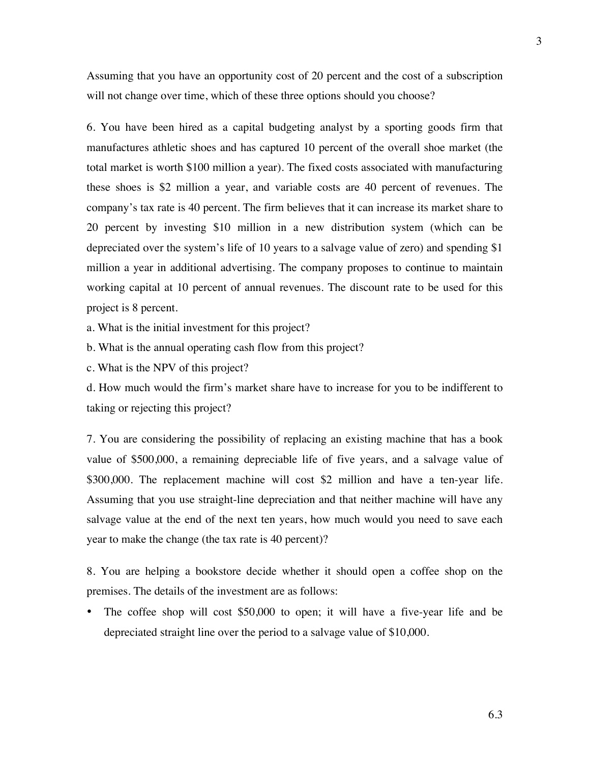Assuming that you have an opportunity cost of 20 percent and the cost of a subscription will not change over time, which of these three options should you choose?

6. You have been hired as a capital budgeting analyst by a sporting goods firm that manufactures athletic shoes and has captured 10 percent of the overall shoe market (the total market is worth $100 million a year). The fixed costs associated with manufacturing these shoes is $2 million a year, and variable costs are 40 percent of revenues. The company's tax rate is 40 percent. The firm believes that it can increase its market share to 20 percent by investing $10 million in a new distribution system (which can be depreciated over the system's life of 10 years to a salvage value of zero) and spending $1 million a year in additional advertising. The company proposes to continue to maintain working capital at 10 percent of annual revenues. The discount rate to be used for this project is 8 percent.

a. What is the initial investment for this project?

b. What is the annual operating cash flow from this project?

c. What is the NPV of this project?

d. How much would the firm's market share have to increase for you to be indifferent to taking or rejecting this project?

7. You are considering the possibility of replacing an existing machine that has a book value of $500,000, a remaining depreciable life of five years, and a salvage value of $300,000. The replacement machine will cost $2 million and have a ten-year life. Assuming that you use straight-line depreciation and that neither machine will have any salvage value at the end of the next ten years, how much would you need to save each year to make the change (the tax rate is 40 percent)?

8. You are helping a bookstore decide whether it should open a coffee shop on the premises. The details of the investment are as follows:

- The coffee shop will cost $50,000 to open; it will have a five-year life and be depreciated straight line over the period to a salvage value of $10,000.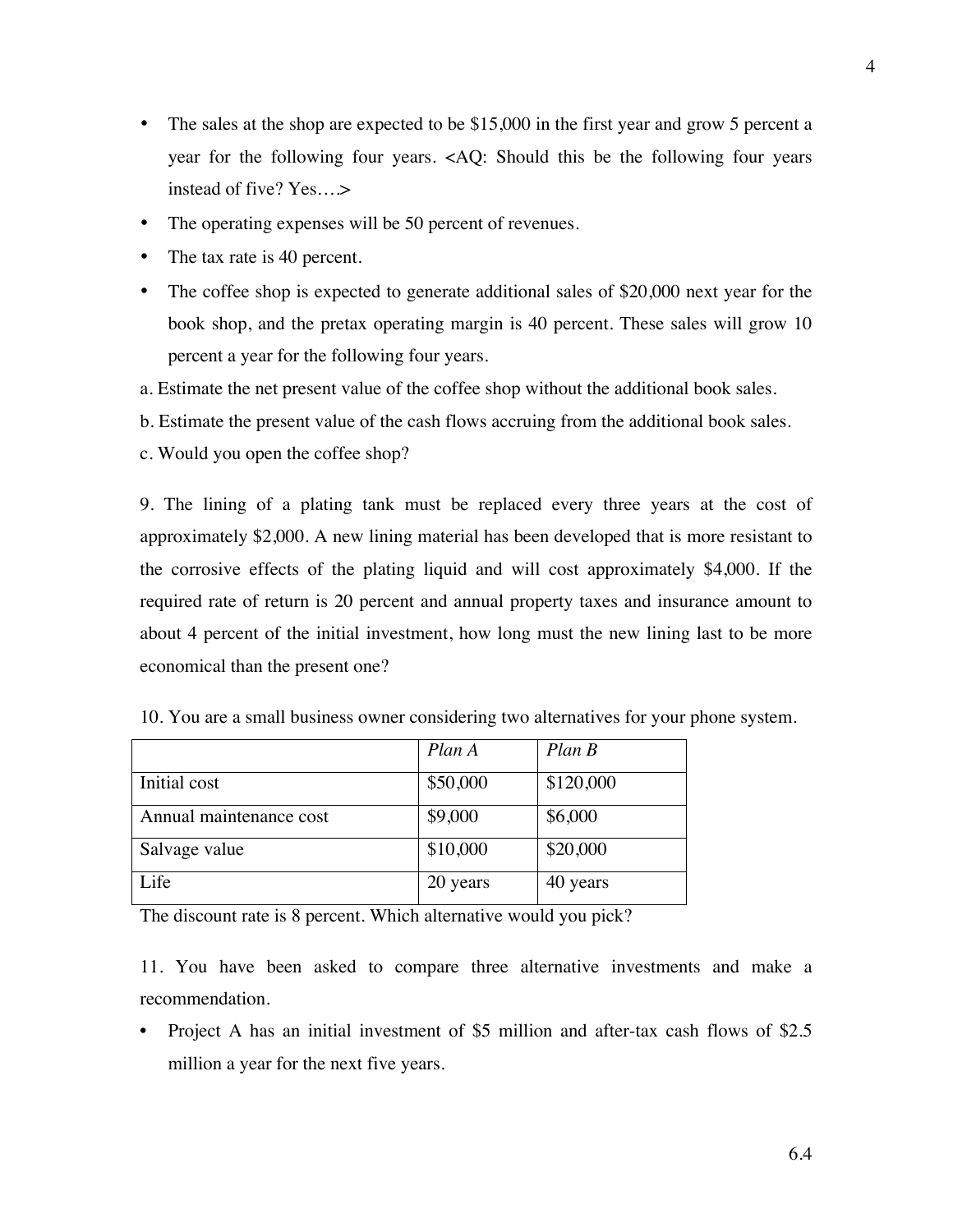- The sales at the shop are expected to be $15,000 in the first year and grow 5 percent a year for the following four years. <AQ: Should this be the following four years instead of five? Yes….>
- The operating expenses will be 50 percent of revenues.
- The tax rate is 40 percent.
- The coffee shop is expected to generate additional sales of $20,000 next year for the book shop, and the pretax operating margin is 40 percent. These sales will grow 10 percent a year for the following four years.

a. Estimate the net present value of the coffee shop without the additional book sales.

b. Estimate the present value of the cash flows accruing from the additional book sales.

c. Would you open the coffee shop?

9. The lining of a plating tank must be replaced every three years at the cost of approximately $2,000. A new lining material has been developed that is more resistant to the corrosive effects of the plating liquid and will cost approximately $4,000. If the required rate of return is 20 percent and annual property taxes and insurance amount to about 4 percent of the initial investment, how long must the new lining last to be more economical than the present one?

10. You are a small business owner considering two alternatives for your phone system.

| | *Plan A* | *Plan B* |
|---|---|---|
| Initial cost | $50,000 | $120,000 |
| Annual maintenance cost | $9,000 | $6,000 |
| Salvage value | $10,000 | $20,000 |
| Life | 20 years | 40 years |

The discount rate is 8 percent. Which alternative would you pick?

11. You have been asked to compare three alternative investments and make a recommendation.

- Project A has an initial investment of $5 million and after-tax cash flows of $2.5 million a year for the next five years.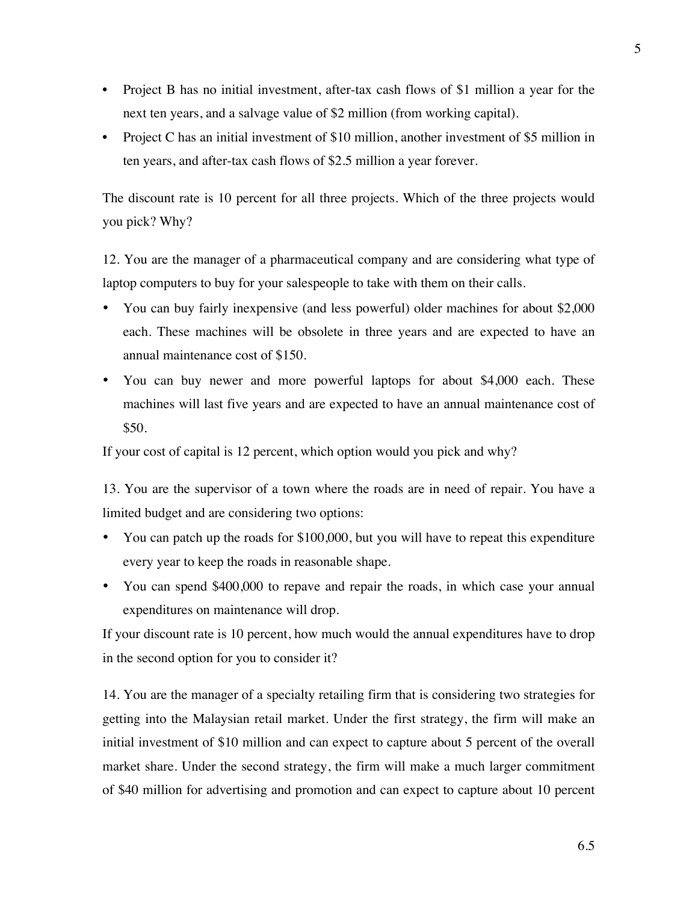- Project B has no initial investment, after-tax cash flows of $1 million a year for the next ten years, and a salvage value of $2 million (from working capital).
- Project C has an initial investment of $10 million, another investment of $5 million in ten years, and after-tax cash flows of $2.5 million a year forever.

The discount rate is 10 percent for all three projects. Which of the three projects would you pick? Why?

12. You are the manager of a pharmaceutical company and are considering what type of laptop computers to buy for your salespeople to take with them on their calls.

- You can buy fairly inexpensive (and less powerful) older machines for about $2,000 each. These machines will be obsolete in three years and are expected to have an annual maintenance cost of $150.
- You can buy newer and more powerful laptops for about $4,000 each. These machines will last five years and are expected to have an annual maintenance cost of $50.

If your cost of capital is 12 percent, which option would you pick and why?

13. You are the supervisor of a town where the roads are in need of repair. You have a limited budget and are considering two options:

- You can patch up the roads for $100,000, but you will have to repeat this expenditure every year to keep the roads in reasonable shape.
- You can spend $400,000 to repave and repair the roads, in which case your annual expenditures on maintenance will drop.

If your discount rate is 10 percent, how much would the annual expenditures have to drop in the second option for you to consider it?

14. You are the manager of a specialty retailing firm that is considering two strategies for getting into the Malaysian retail market. Under the first strategy, the firm will make an initial investment of $10 million and can expect to capture about 5 percent of the overall market share. Under the second strategy, the firm will make a much larger commitment of $40 million for advertising and promotion and can expect to capture about 10 percent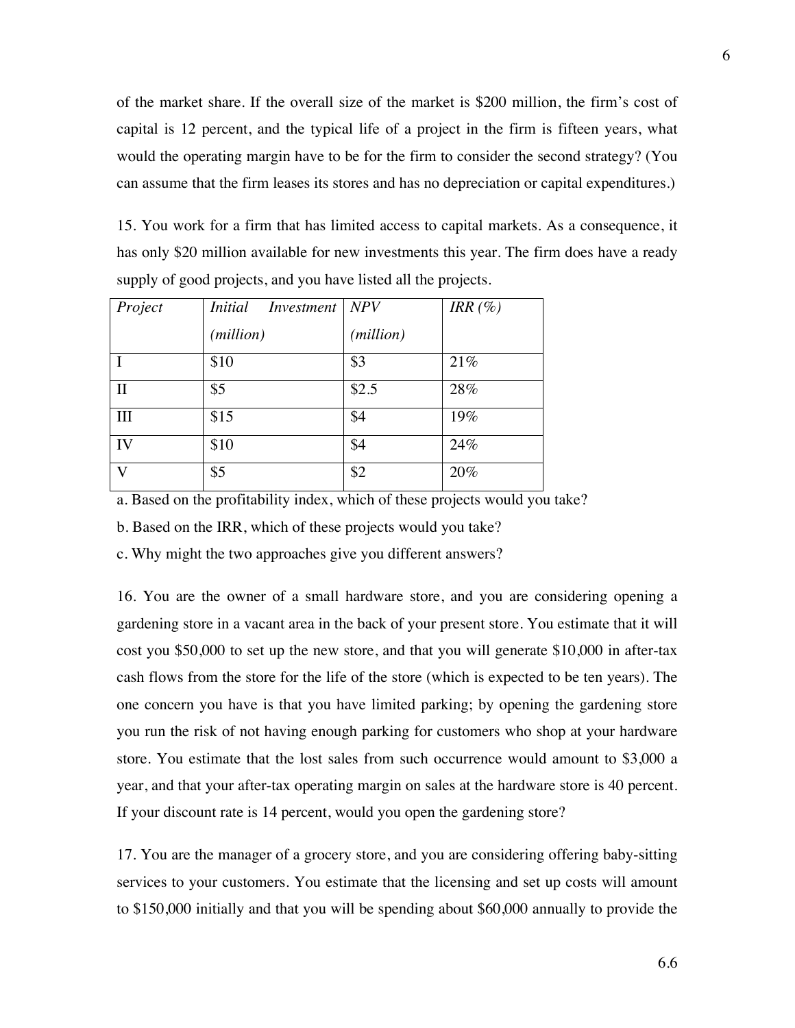of the market share. If the overall size of the market is $200 million, the firm's cost of capital is 12 percent, and the typical life of a project in the firm is fifteen years, what would the operating margin have to be for the firm to consider the second strategy? (You can assume that the firm leases its stores and has no depreciation or capital expenditures.)

15. You work for a firm that has limited access to capital markets. As a consequence, it has only $20 million available for new investments this year. The firm does have a ready supply of good projects, and you have listed all the projects.

| *Project* | *Initial Investment (million)* | *NPV (million)* | *IRR (%)* |
| --- | --- | --- | --- |
| I | $10 | $3 | 21% |
| II | $5 | $2.5 | 28% |
| III | $15 | $4 | 19% |
| IV | $10 | $4 | 24% |
| V | $5 | $2 | 20% |

a. Based on the profitability index, which of these projects would you take?

b. Based on the IRR, which of these projects would you take?

c. Why might the two approaches give you different answers?

16. You are the owner of a small hardware store, and you are considering opening a gardening store in a vacant area in the back of your present store. You estimate that it will cost you $50,000 to set up the new store, and that you will generate $10,000 in after-tax cash flows from the store for the life of the store (which is expected to be ten years). The one concern you have is that you have limited parking; by opening the gardening store you run the risk of not having enough parking for customers who shop at your hardware store. You estimate that the lost sales from such occurrence would amount to $3,000 a year, and that your after-tax operating margin on sales at the hardware store is 40 percent. If your discount rate is 14 percent, would you open the gardening store?

17. You are the manager of a grocery store, and you are considering offering baby-sitting services to your customers. You estimate that the licensing and set up costs will amount to $150,000 initially and that you will be spending about $60,000 annually to provide the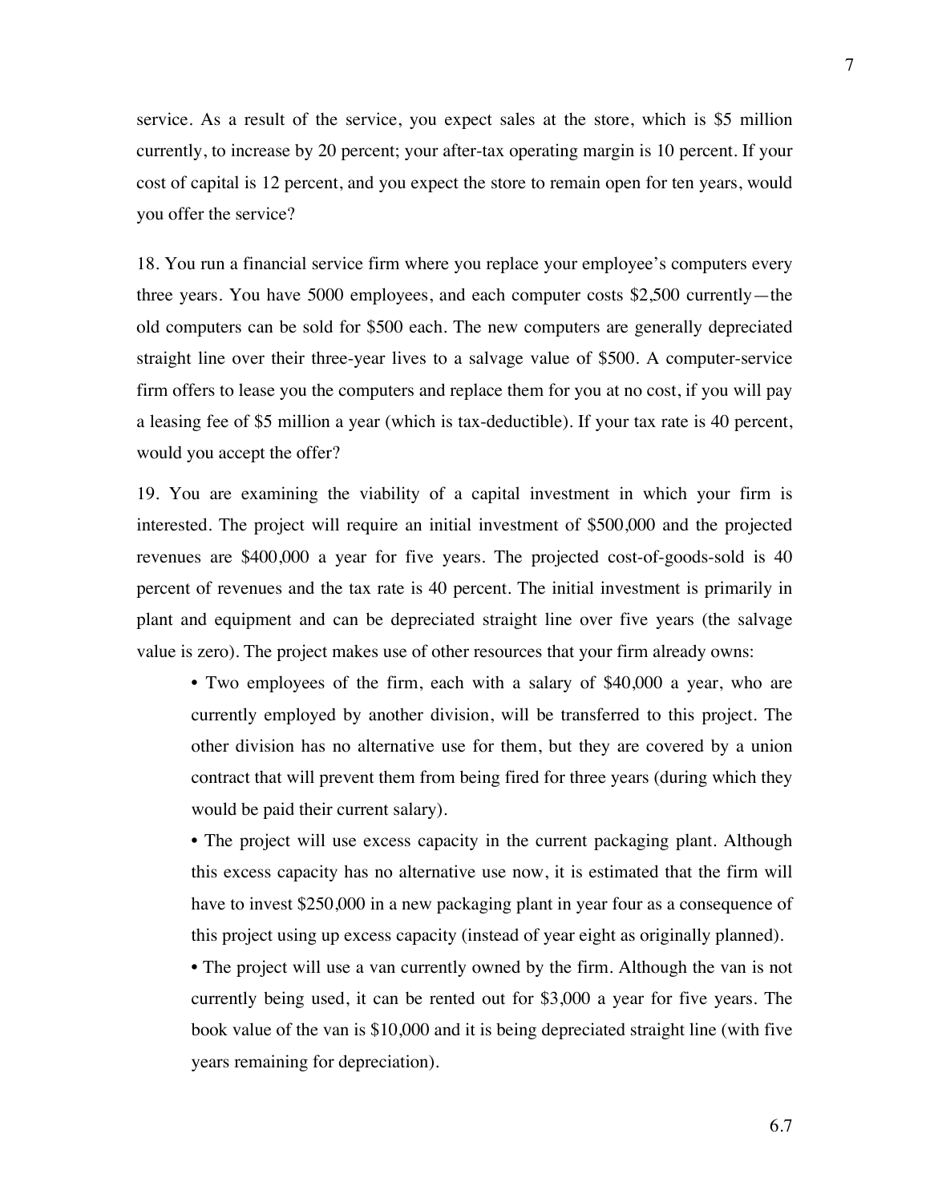service. As a result of the service, you expect sales at the store, which is $5 million currently, to increase by 20 percent; your after-tax operating margin is 10 percent. If your cost of capital is 12 percent, and you expect the store to remain open for ten years, would you offer the service?

18. You run a financial service firm where you replace your employee's computers every three years. You have 5000 employees, and each computer costs $2,500 currently—the old computers can be sold for $500 each. The new computers are generally depreciated straight line over their three-year lives to a salvage value of $500. A computer-service firm offers to lease you the computers and replace them for you at no cost, if you will pay a leasing fee of $5 million a year (which is tax-deductible). If your tax rate is 40 percent, would you accept the offer?

19. You are examining the viability of a capital investment in which your firm is interested. The project will require an initial investment of $500,000 and the projected revenues are $400,000 a year for five years. The projected cost-of-goods-sold is 40 percent of revenues and the tax rate is 40 percent. The initial investment is primarily in plant and equipment and can be depreciated straight line over five years (the salvage value is zero). The project makes use of other resources that your firm already owns:

- Two employees of the firm, each with a salary of $40,000 a year, who are currently employed by another division, will be transferred to this project. The other division has no alternative use for them, but they are covered by a union contract that will prevent them from being fired for three years (during which they would be paid their current salary).
- The project will use excess capacity in the current packaging plant. Although this excess capacity has no alternative use now, it is estimated that the firm will have to invest $250,000 in a new packaging plant in year four as a consequence of this project using up excess capacity (instead of year eight as originally planned).
- The project will use a van currently owned by the firm. Although the van is not currently being used, it can be rented out for $3,000 a year for five years. The book value of the van is $10,000 and it is being depreciated straight line (with five years remaining for depreciation).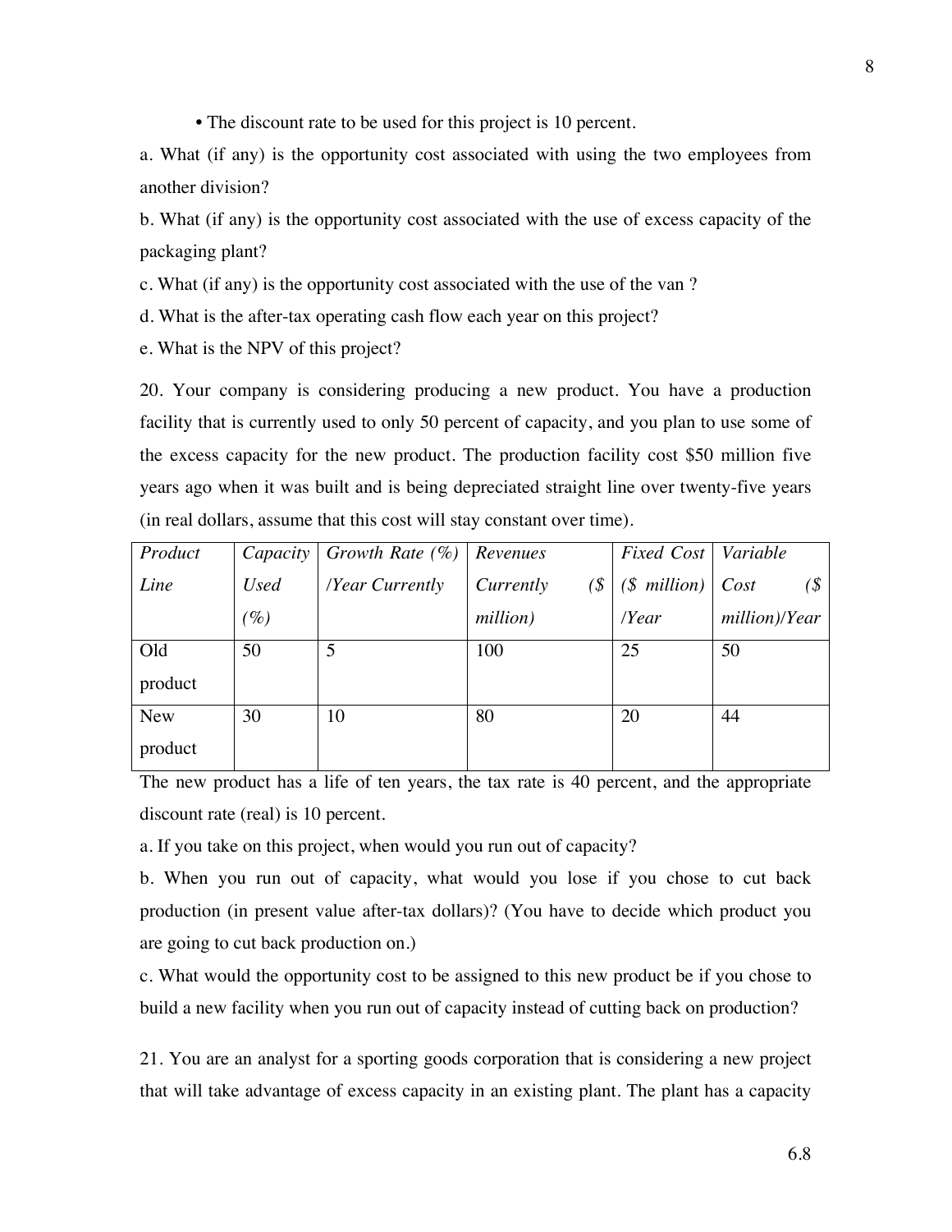- The discount rate to be used for this project is 10 percent.

a. What (if any) is the opportunity cost associated with using the two employees from another division?

b. What (if any) is the opportunity cost associated with the use of excess capacity of the packaging plant?

c. What (if any) is the opportunity cost associated with the use of the van ?

d. What is the after-tax operating cash flow each year on this project?

e. What is the NPV of this project?

20. Your company is considering producing a new product. You have a production facility that is currently used to only 50 percent of capacity, and you plan to use some of the excess capacity for the new product. The production facility cost $50 million five years ago when it was built and is being depreciated straight line over twenty-five years (in real dollars, assume that this cost will stay constant over time).

| *Product Line* | *Capacity Used (%)* | *Growth Rate (%) /Year Currently* | *Revenues Currently ($ million)* | *Fixed Cost ($ million) /Year* | *Variable Cost ($ million)/Year* |
|---|---|---|---|---|---|
| Old product | 50 | 5 | 100 | 25 | 50 |
| New product | 30 | 10 | 80 | 20 | 44 |

The new product has a life of ten years, the tax rate is 40 percent, and the appropriate discount rate (real) is 10 percent.

a. If you take on this project, when would you run out of capacity?

b. When you run out of capacity, what would you lose if you chose to cut back production (in present value after-tax dollars)? (You have to decide which product you are going to cut back production on.)

c. What would the opportunity cost to be assigned to this new product be if you chose to build a new facility when you run out of capacity instead of cutting back on production?

21. You are an analyst for a sporting goods corporation that is considering a new project that will take advantage of excess capacity in an existing plant. The plant has a capacity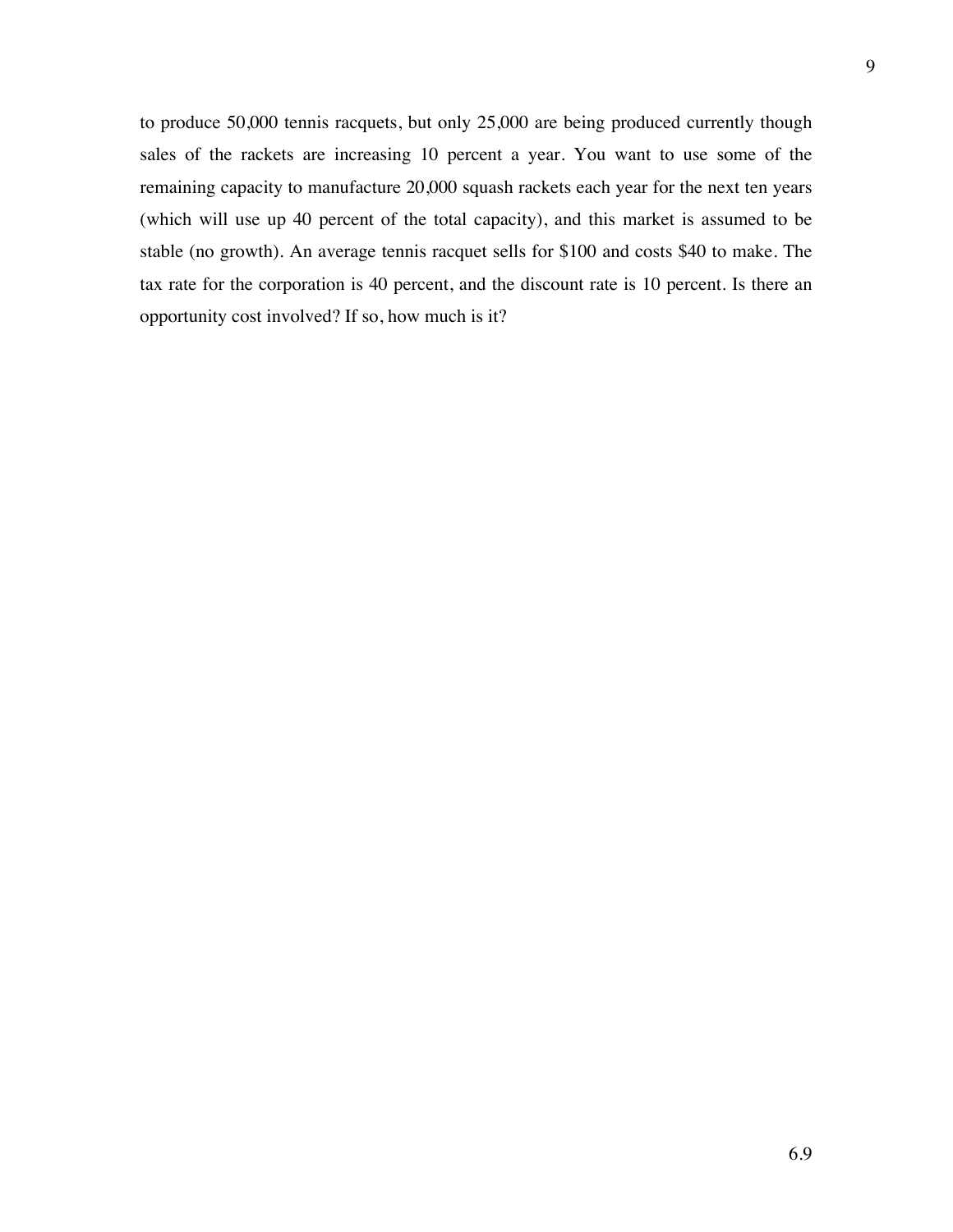to produce 50,000 tennis racquets, but only 25,000 are being produced currently though sales of the rackets are increasing 10 percent a year. You want to use some of the remaining capacity to manufacture 20,000 squash rackets each year for the next ten years (which will use up 40 percent of the total capacity), and this market is assumed to be stable (no growth). An average tennis racquet sells for $100 and costs $40 to make. The tax rate for the corporation is 40 percent, and the discount rate is 10 percent. Is there an opportunity cost involved? If so, how much is it?